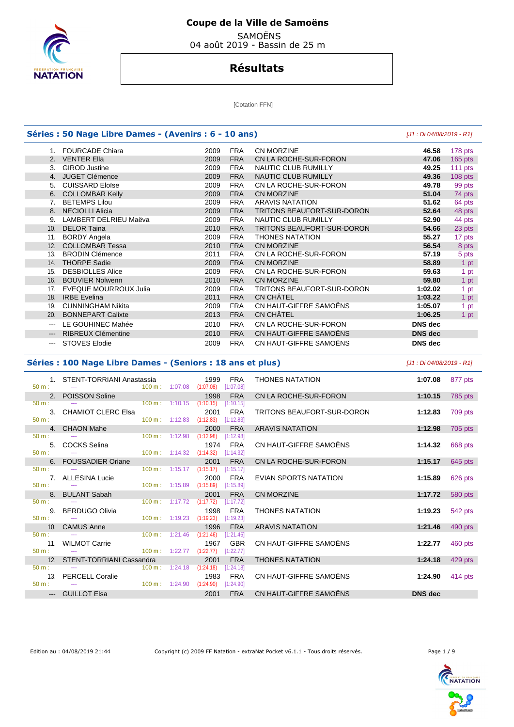# Coupe de la Ville de Samoëns

SAMOËNS
04 août 2019 - Bassin de 25 m

## Résultats

[Cotation FFN]

### Séries : 50 Nage Libre Dames - (Avenirs : 6 - 10 ans)

*[J1 : Di 04/08/2019 - R1]*

| Rang | Nom | Année | Nat. | Club | Temps | Points |
|---|---|---|---|---|---|---|
| 1. | FOURCADE Chiara | 2009 | FRA | CN MORZINE | 46.58 | 178 pts |
| 2. | VENTER Ella | 2009 | FRA | CN LA ROCHE-SUR-FORON | 47.06 | 165 pts |
| 3. | GIROD Justine | 2009 | FRA | NAUTIC CLUB RUMILLY | 49.25 | 111 pts |
| 4. | JUGET Clémence | 2009 | FRA | NAUTIC CLUB RUMILLY | 49.36 | 108 pts |
| 5. | CUISSARD Eloïse | 2009 | FRA | CN LA ROCHE-SUR-FORON | 49.78 | 99 pts |
| 6. | COLLOMBAR Kelly | 2009 | FRA | CN MORZINE | 51.04 | 74 pts |
| 7. | BETEMPS Lilou | 2009 | FRA | ARAVIS NATATION | 51.62 | 64 pts |
| 8. | NECIOLLI Alicia | 2009 | FRA | TRITONS BEAUFORT-SUR-DORON | 52.64 | 48 pts |
| 9. | LAMBERT DELRIEU Maëva | 2009 | FRA | NAUTIC CLUB RUMILLY | 52.90 | 44 pts |
| 10. | DELOR Taina | 2010 | FRA | TRITONS BEAUFORT-SUR-DORON | 54.66 | 23 pts |
| 11. | BORDY Angela | 2009 | FRA | THONES NATATION | 55.27 | 17 pts |
| 12. | COLLOMBAR Tessa | 2010 | FRA | CN MORZINE | 56.54 | 8 pts |
| 13. | BRODIN Clémence | 2011 | FRA | CN LA ROCHE-SUR-FORON | 57.19 | 5 pts |
| 14. | THORPE Sadie | 2009 | FRA | CN MORZINE | 58.89 | 1 pt |
| 15. | DESBIOLLES Alice | 2009 | FRA | CN LA ROCHE-SUR-FORON | 59.63 | 1 pt |
| 16. | BOUVIER Nolwenn | 2010 | FRA | CN MORZINE | 59.80 | 1 pt |
| 17. | EVEQUE MOURROUX Julia | 2009 | FRA | TRITONS BEAUFORT-SUR-DORON | 1:02.02 | 1 pt |
| 18. | IRBE Evelina | 2011 | FRA | CN CHÂTEL | 1:03.22 | 1 pt |
| 19. | CUNNINGHAM Nikita | 2009 | FRA | CN HAUT-GIFFRE SAMOËNS | 1:05.07 | 1 pt |
| 20. | BONNEPART Calixte | 2013 | FRA | CN CHÂTEL | 1:06.25 | 1 pt |
| --- | LE GOUHINEC Mahée | 2010 | FRA | CN LA ROCHE-SUR-FORON | DNS dec | |
| --- | RIBREUX Clémentine | 2010 | FRA | CN HAUT-GIFFRE SAMOËNS | DNS dec | |
| --- | STOVES Elodie | 2009 | FRA | CN HAUT-GIFFRE SAMOËNS | DNS dec | |

### Séries : 100 Nage Libre Dames - (Seniors : 18 ans et plus)

*[J1 : Di 04/08/2019 - R1]*

| Rang | Nom | Année | Nat. | Club | Temps | Points | Intermédiaires |
|---|---|---|---|---|---|---|---|
| 1. | STENT-TORRIANI Anastassia | 1999 | FRA | THONES NATATION | 1:07.08 | 877 pts | 50 m : --- 100 m : 1:07.08 (1:07.08) [1:07.08] |
| 2. | POISSON Soline | 1998 | FRA | CN LA ROCHE-SUR-FORON | 1:10.15 | 785 pts | 50 m : --- 100 m : 1:10.15 (1:10.15) [1:10.15] |
| 3. | CHAMIOT CLERC Elsa | 2001 | FRA | TRITONS BEAUFORT-SUR-DORON | 1:12.83 | 709 pts | 50 m : --- 100 m : 1:12.83 (1:12.83) [1:12.83] |
| 4. | CHAON Mahe | 2000 | FRA | ARAVIS NATATION | 1:12.98 | 705 pts | 50 m : --- 100 m : 1:12.98 (1:12.98) [1:12.98] |
| 5. | COCKS Selina | 1974 | FRA | CN HAUT-GIFFRE SAMOËNS | 1:14.32 | 668 pts | 50 m : --- 100 m : 1:14.32 (1:14.32) [1:14.32] |
| 6. | FOUSSADIER Oriane | 2001 | FRA | CN LA ROCHE-SUR-FORON | 1:15.17 | 645 pts | 50 m : --- 100 m : 1:15.17 (1:15.17) [1:15.17] |
| 7. | ALLESINA Lucie | 2000 | FRA | EVIAN SPORTS NATATION | 1:15.89 | 626 pts | 50 m : --- 100 m : 1:15.89 (1:15.89) [1:15.89] |
| 8. | BULANT Sabah | 2001 | FRA | CN MORZINE | 1:17.72 | 580 pts | 50 m : --- 100 m : 1:17.72 (1:17.72) [1:17.72] |
| 9. | BERDUGO Olivia | 1998 | FRA | THONES NATATION | 1:19.23 | 542 pts | 50 m : --- 100 m : 1:19.23 (1:19.23) [1:19.23] |
| 10. | CAMUS Anne | 1996 | FRA | ARAVIS NATATION | 1:21.46 | 490 pts | 50 m : --- 100 m : 1:21.46 (1:21.46) [1:21.46] |
| 11. | WILMOT Carrie | 1967 | GBR | CN HAUT-GIFFRE SAMOËNS | 1:22.77 | 460 pts | 50 m : --- 100 m : 1:22.77 (1:22.77) [1:22.77] |
| 12. | STENT-TORRIANI Cassandra | 2001 | FRA | THONES NATATION | 1:24.18 | 429 pts | 50 m : --- 100 m : 1:24.18 (1:24.18) [1:24.18] |
| 13. | PERCELL Coralie | 1983 | FRA | CN HAUT-GIFFRE SAMOËNS | 1:24.90 | 414 pts | 50 m : --- 100 m : 1:24.90 (1:24.90) [1:24.90] |
| --- | GUILLOT Elsa | 2001 | FRA | CN HAUT-GIFFRE SAMOËNS | DNS dec | | |

Edition au : 04/08/2019 21:44 — Copyright (c) 2009 FF Natation - extraNat Pocket v6.1.1 - Tous droits réservés.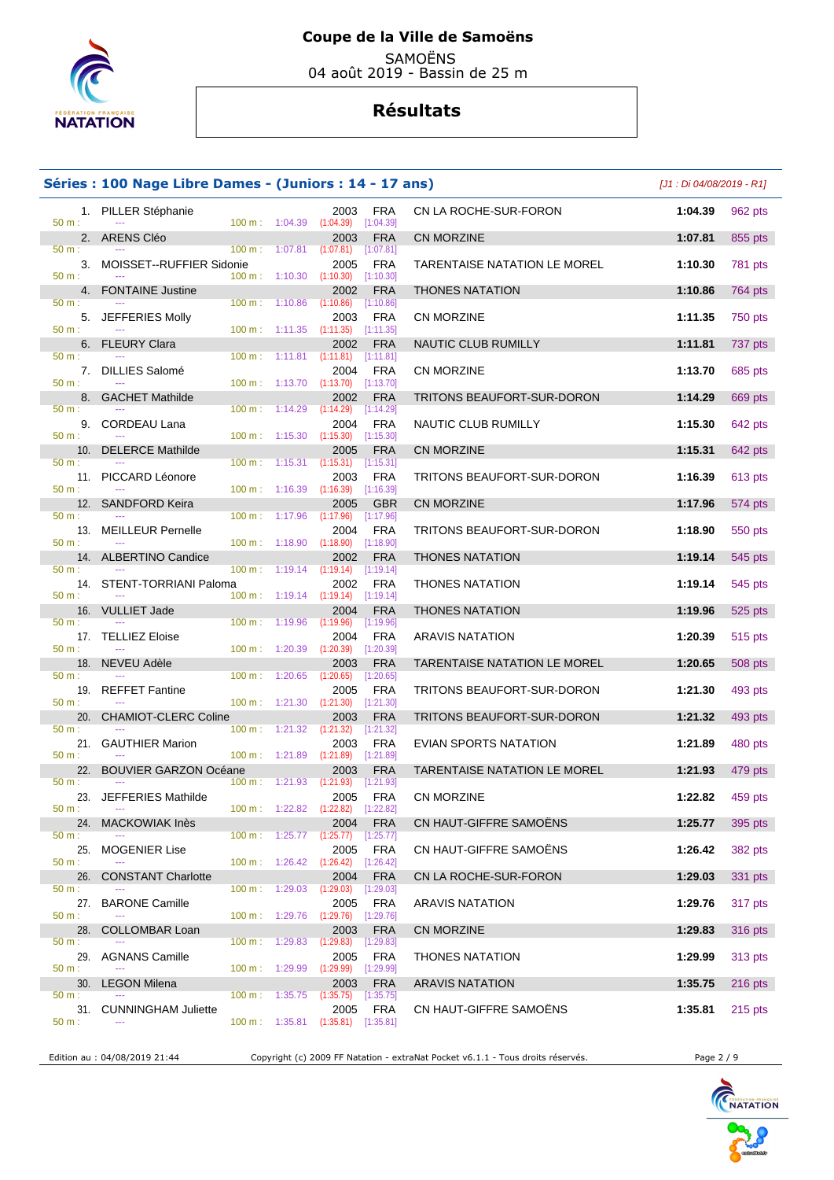# Coupe de la Ville de Samoëns

SAMOËNS
04 août 2019 - Bassin de 25 m

## Résultats

### Séries : 100 Nage Libre Dames - (Juniors : 14 - 17 ans)

*[J1 : Di 04/08/2019 - R1]*

| Rg | Nom | 50 m | 100 m | Année | Nat. | Club | Temps | Points |
|---|---|---|---|---|---|---|---|---|
| 1. | PILLER Stéphanie | --- | 1:04.39 (1:04.39) [1:04.39] | 2003 | FRA | CN LA ROCHE-SUR-FORON | 1:04.39 | 962 pts |
| 2. | ARENS Cléo | --- | 1:07.81 (1:07.81) [1:07.81] | 2003 | FRA | CN MORZINE | 1:07.81 | 855 pts |
| 3. | MOISSET--RUFFIER Sidonie | --- | 1:10.30 (1:10.30) [1:10.30] | 2005 | FRA | TARENTAISE NATATION LE MOREL | 1:10.30 | 781 pts |
| 4. | FONTAINE Justine | --- | 1:10.86 (1:10.86) [1:10.86] | 2002 | FRA | THONES NATATION | 1:10.86 | 764 pts |
| 5. | JEFFERIES Molly | --- | 1:11.35 (1:11.35) [1:11.35] | 2003 | FRA | CN MORZINE | 1:11.35 | 750 pts |
| 6. | FLEURY Clara | --- | 1:11.81 (1:11.81) [1:11.81] | 2002 | FRA | NAUTIC CLUB RUMILLY | 1:11.81 | 737 pts |
| 7. | DILLIES Salomé | --- | 1:13.70 (1:13.70) [1:13.70] | 2004 | FRA | CN MORZINE | 1:13.70 | 685 pts |
| 8. | GACHET Mathilde | --- | 1:14.29 (1:14.29) [1:14.29] | 2002 | FRA | TRITONS BEAUFORT-SUR-DORON | 1:14.29 | 669 pts |
| 9. | CORDEAU Lana | --- | 1:15.30 (1:15.30) [1:15.30] | 2004 | FRA | NAUTIC CLUB RUMILLY | 1:15.30 | 642 pts |
| 10. | DELERCE Mathilde | --- | 1:15.31 (1:15.31) [1:15.31] | 2005 | FRA | CN MORZINE | 1:15.31 | 642 pts |
| 11. | PICCARD Léonore | --- | 1:16.39 (1:16.39) [1:16.39] | 2003 | FRA | TRITONS BEAUFORT-SUR-DORON | 1:16.39 | 613 pts |
| 12. | SANDFORD Keira | --- | 1:17.96 (1:17.96) [1:17.96] | 2005 | GBR | CN MORZINE | 1:17.96 | 574 pts |
| 13. | MEILLEUR Pernelle | --- | 1:18.90 (1:18.90) [1:18.90] | 2004 | FRA | TRITONS BEAUFORT-SUR-DORON | 1:18.90 | 550 pts |
| 14. | ALBERTINO Candice | --- | 1:19.14 (1:19.14) [1:19.14] | 2002 | FRA | THONES NATATION | 1:19.14 | 545 pts |
| 14. | STENT-TORRIANI Paloma | --- | 1:19.14 (1:19.14) [1:19.14] | 2002 | FRA | THONES NATATION | 1:19.14 | 545 pts |
| 16. | VULLIET Jade | --- | 1:19.96 (1:19.96) [1:19.96] | 2004 | FRA | THONES NATATION | 1:19.96 | 525 pts |
| 17. | TELLIEZ Eloise | --- | 1:20.39 (1:20.39) [1:20.39] | 2004 | FRA | ARAVIS NATATION | 1:20.39 | 515 pts |
| 18. | NEVEU Adèle | --- | 1:20.65 (1:20.65) [1:20.65] | 2003 | FRA | TARENTAISE NATATION LE MOREL | 1:20.65 | 508 pts |
| 19. | REFFET Fantine | --- | 1:21.30 (1:21.30) [1:21.30] | 2005 | FRA | TRITONS BEAUFORT-SUR-DORON | 1:21.30 | 493 pts |
| 20. | CHAMIOT-CLERC Coline | --- | 1:21.32 (1:21.32) [1:21.32] | 2003 | FRA | TRITONS BEAUFORT-SUR-DORON | 1:21.32 | 493 pts |
| 21. | GAUTHIER Marion | --- | 1:21.89 (1:21.89) [1:21.89] | 2003 | FRA | EVIAN SPORTS NATATION | 1:21.89 | 480 pts |
| 22. | BOUVIER GARZON Océane | --- | 1:21.93 (1:21.93) [1:21.93] | 2003 | FRA | TARENTAISE NATATION LE MOREL | 1:21.93 | 479 pts |
| 23. | JEFFERIES Mathilde | --- | 1:22.82 (1:22.82) [1:22.82] | 2005 | FRA | CN MORZINE | 1:22.82 | 459 pts |
| 24. | MACKOWIAK Inès | --- | 1:25.77 (1:25.77) [1:25.77] | 2004 | FRA | CN HAUT-GIFFRE SAMOËNS | 1:25.77 | 395 pts |
| 25. | MOGENIER Lise | --- | 1:26.42 (1:26.42) [1:26.42] | 2005 | FRA | CN HAUT-GIFFRE SAMOËNS | 1:26.42 | 382 pts |
| 26. | CONSTANT Charlotte | --- | 1:29.03 (1:29.03) [1:29.03] | 2004 | FRA | CN LA ROCHE-SUR-FORON | 1:29.03 | 331 pts |
| 27. | BARONE Camille | --- | 1:29.76 (1:29.76) [1:29.76] | 2005 | FRA | ARAVIS NATATION | 1:29.76 | 317 pts |
| 28. | COLLOMBAR Loan | --- | 1:29.83 (1:29.83) [1:29.83] | 2003 | FRA | CN MORZINE | 1:29.83 | 316 pts |
| 29. | AGNANS Camille | --- | 1:29.99 (1:29.99) [1:29.99] | 2005 | FRA | THONES NATATION | 1:29.99 | 313 pts |
| 30. | LEGON Milena | --- | 1:35.75 (1:35.75) [1:35.75] | 2003 | FRA | ARAVIS NATATION | 1:35.75 | 216 pts |
| 31. | CUNNINGHAM Juliette | --- | 1:35.81 (1:35.81) [1:35.81] | 2005 | FRA | CN HAUT-GIFFRE SAMOËNS | 1:35.81 | 215 pts |

Edition au : 04/08/2019 21:44 — Copyright (c) 2009 FF Natation - extraNat Pocket v6.1.1 - Tous droits réservés.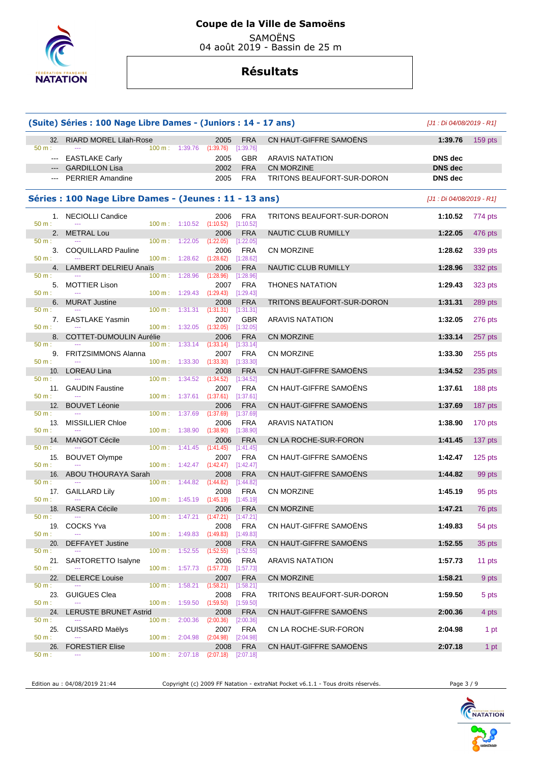# Coupe de la Ville de Samoëns

SAMOËNS
04 août 2019 - Bassin de 25 m

## Résultats

### (Suite) Séries : 100 Nage Libre Dames - (Juniors : 14 - 17 ans)

*[J1 : Di 04/08/2019 - R1]*

| Rang | Nom | Année | Nat. | Club | Temps | Points |
|---|---|---|---|---|---|---|
| 32. | RIARD MOREL Lilah-Rose | 2005 | FRA | CN HAUT-GIFFRE SAMOËNS | 1:39.76 | 159 pts |
| | 50 m : --- 100 m : 1:39.76 (1:39.76) [1:39.76] | | | | | |
| --- | EASTLAKE Carly | 2005 | GBR | ARAVIS NATATION | DNS dec | |
| --- | GARDILLON Lisa | 2002 | FRA | CN MORZINE | DNS dec | |
| --- | PERRIER Amandine | 2005 | FRA | TRITONS BEAUFORT-SUR-DORON | DNS dec | |

### Séries : 100 Nage Libre Dames - (Jeunes : 11 - 13 ans)

*[J1 : Di 04/08/2019 - R1]*

| Rang | Nom | Année | Nat. | Club | Temps | Points |
|---|---|---|---|---|---|---|
| 1. | NECIOLLI Candice | 2006 | FRA | TRITONS BEAUFORT-SUR-DORON | 1:10.52 | 774 pts |
| | 50 m : --- 100 m : 1:10.52 (1:10.52) [1:10.52] | | | | | |
| 2. | METRAL Lou | 2006 | FRA | NAUTIC CLUB RUMILLY | 1:22.05 | 476 pts |
| | 50 m : --- 100 m : 1:22.05 (1:22.05) [1:22.05] | | | | | |
| 3. | COQUILLARD Pauline | 2006 | FRA | CN MORZINE | 1:28.62 | 339 pts |
| | 50 m : --- 100 m : 1:28.62 (1:28.62) [1:28.62] | | | | | |
| 4. | LAMBERT DELRIEU Anaïs | 2006 | FRA | NAUTIC CLUB RUMILLY | 1:28.96 | 332 pts |
| | 50 m : --- 100 m : 1:28.96 (1:28.96) [1:28.96] | | | | | |
| 5. | MOTTIER Lison | 2007 | FRA | THONES NATATION | 1:29.43 | 323 pts |
| | 50 m : --- 100 m : 1:29.43 (1:29.43) [1:29.43] | | | | | |
| 6. | MURAT Justine | 2008 | FRA | TRITONS BEAUFORT-SUR-DORON | 1:31.31 | 289 pts |
| | 50 m : --- 100 m : 1:31.31 (1:31.31) [1:31.31] | | | | | |
| 7. | EASTLAKE Yasmin | 2007 | GBR | ARAVIS NATATION | 1:32.05 | 276 pts |
| | 50 m : --- 100 m : 1:32.05 (1:32.05) [1:32.05] | | | | | |
| 8. | COTTET-DUMOULIN Aurélie | 2006 | FRA | CN MORZINE | 1:33.14 | 257 pts |
| | 50 m : --- 100 m : 1:33.14 (1:33.14) [1:33.14] | | | | | |
| 9. | FRITZSIMMONS Alanna | 2007 | FRA | CN MORZINE | 1:33.30 | 255 pts |
| | 50 m : --- 100 m : 1:33.30 (1:33.30) [1:33.30] | | | | | |
| 10. | LOREAU Lina | 2008 | FRA | CN HAUT-GIFFRE SAMOËNS | 1:34.52 | 235 pts |
| | 50 m : --- 100 m : 1:34.52 (1:34.52) [1:34.52] | | | | | |
| 11. | GAUDIN Faustine | 2007 | FRA | CN HAUT-GIFFRE SAMOËNS | 1:37.61 | 188 pts |
| | 50 m : --- 100 m : 1:37.61 (1:37.61) [1:37.61] | | | | | |
| 12. | BOUVET Léonie | 2006 | FRA | CN HAUT-GIFFRE SAMOËNS | 1:37.69 | 187 pts |
| | 50 m : --- 100 m : 1:37.69 (1:37.69) [1:37.69] | | | | | |
| 13. | MISSILLIER Chloe | 2006 | FRA | ARAVIS NATATION | 1:38.90 | 170 pts |
| | 50 m : --- 100 m : 1:38.90 (1:38.90) [1:38.90] | | | | | |
| 14. | MANGOT Cécile | 2006 | FRA | CN LA ROCHE-SUR-FORON | 1:41.45 | 137 pts |
| | 50 m : --- 100 m : 1:41.45 (1:41.45) [1:41.45] | | | | | |
| 15. | BOUVET Olympe | 2007 | FRA | CN HAUT-GIFFRE SAMOËNS | 1:42.47 | 125 pts |
| | 50 m : --- 100 m : 1:42.47 (1:42.47) [1:42.47] | | | | | |
| 16. | ABOU THOURAYA Sarah | 2008 | FRA | CN HAUT-GIFFRE SAMOËNS | 1:44.82 | 99 pts |
| | 50 m : --- 100 m : 1:44.82 (1:44.82) [1:44.82] | | | | | |
| 17. | GAILLARD Lily | 2008 | FRA | CN MORZINE | 1:45.19 | 95 pts |
| | 50 m : --- 100 m : 1:45.19 (1:45.19) [1:45.19] | | | | | |
| 18. | RASERA Cécile | 2006 | FRA | CN MORZINE | 1:47.21 | 76 pts |
| | 50 m : --- 100 m : 1:47.21 (1:47.21) [1:47.21] | | | | | |
| 19. | COCKS Yva | 2008 | FRA | CN HAUT-GIFFRE SAMOËNS | 1:49.83 | 54 pts |
| | 50 m : --- 100 m : 1:49.83 (1:49.83) [1:49.83] | | | | | |
| 20. | DEFFAYET Justine | 2008 | FRA | CN HAUT-GIFFRE SAMOËNS | 1:52.55 | 35 pts |
| | 50 m : --- 100 m : 1:52.55 (1:52.55) [1:52.55] | | | | | |
| 21. | SARTORETTO Isalyne | 2006 | FRA | ARAVIS NATATION | 1:57.73 | 11 pts |
| | 50 m : --- 100 m : 1:57.73 (1:57.73) [1:57.73] | | | | | |
| 22. | DELERCE Louise | 2007 | FRA | CN MORZINE | 1:58.21 | 9 pts |
| | 50 m : --- 100 m : 1:58.21 (1:58.21) [1:58.21] | | | | | |
| 23. | GUIGUES Clea | 2008 | FRA | TRITONS BEAUFORT-SUR-DORON | 1:59.50 | 5 pts |
| | 50 m : --- 100 m : 1:59.50 (1:59.50) [1:59.50] | | | | | |
| 24. | LERUSTE BRUNET Astrid | 2008 | FRA | CN HAUT-GIFFRE SAMOËNS | 2:00.36 | 4 pts |
| | 50 m : --- 100 m : 2:00.36 (2:00.36) [2:00.36] | | | | | |
| 25. | CUISSARD Maëlys | 2007 | FRA | CN LA ROCHE-SUR-FORON | 2:04.98 | 1 pt |
| | 50 m : --- 100 m : 2:04.98 (2:04.98) [2:04.98] | | | | | |
| 26. | FORESTIER Elise | 2008 | FRA | CN HAUT-GIFFRE SAMOËNS | 2:07.18 | 1 pt |
| | 50 m : --- 100 m : 2:07.18 (2:07.18) [2:07.18] | | | | | |

Edition au : 04/08/2019 21:44 Copyright (c) 2009 FF Natation - extraNat Pocket v6.1.1 - Tous droits réservés.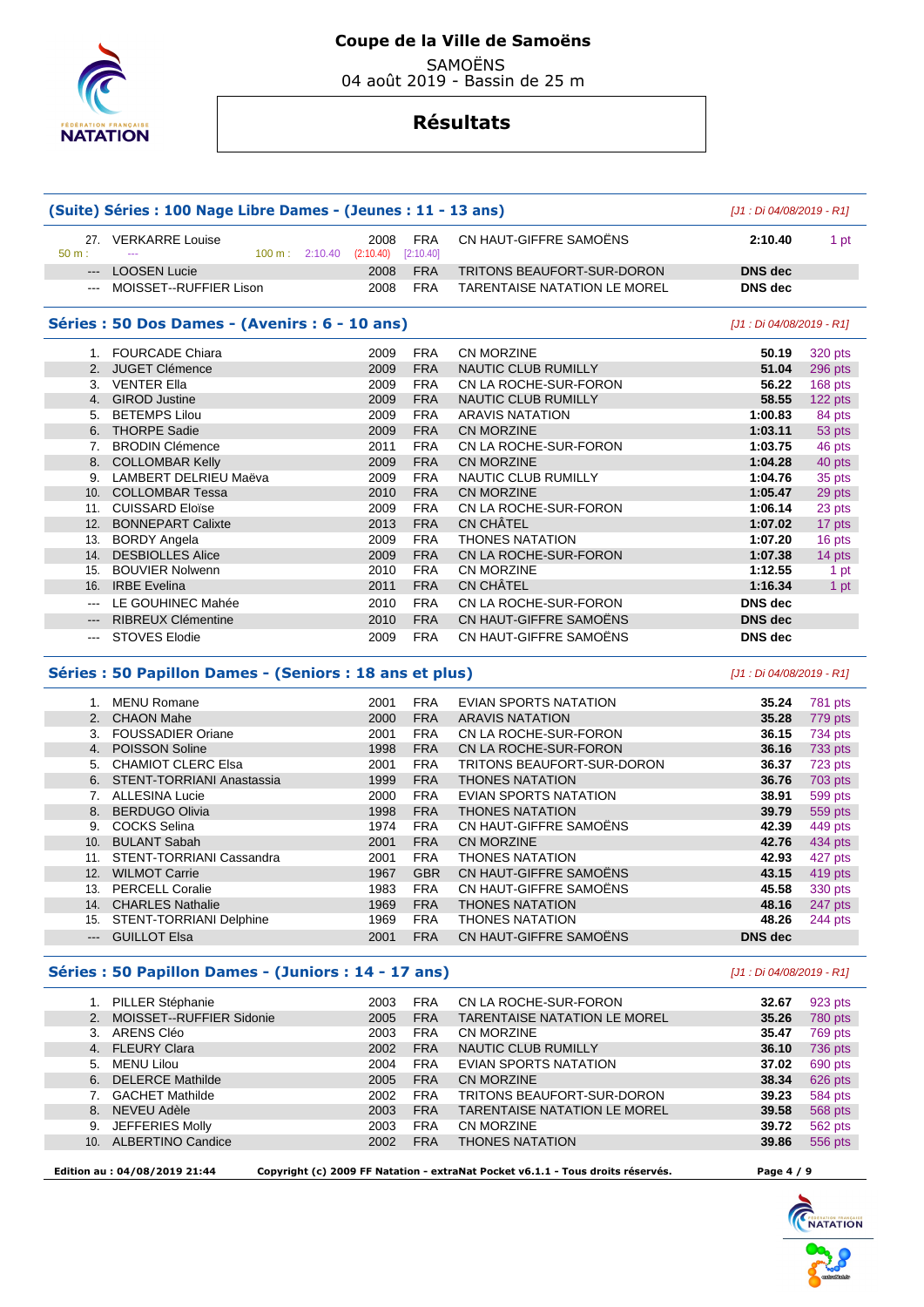# Coupe de la Ville de Samoëns

SAMOËNS
04 août 2019 - Bassin de 25 m

## Résultats

### (Suite) Séries : 100 Nage Libre Dames - (Jeunes : 11 - 13 ans)

*[J1 : Di 04/08/2019 - R1]*

| Rang | Nom | Année | Nat. | Club | Temps | Points |
|---|---|---|---|---|---|---|
| 27. | VERKARRE Louise | 2008 | FRA | CN HAUT-GIFFRE SAMOËNS | 2:10.40 | 1 pt |
| 50 m : | --- | 100 m : 2:10.40 | (2:10.40) | [2:10.40] | | |
| --- | LOOSEN Lucie | 2008 | FRA | TRITONS BEAUFORT-SUR-DORON | DNS dec | |
| --- | MOISSET--RUFFIER Lison | 2008 | FRA | TARENTAISE NATATION LE MOREL | DNS dec | |

### Séries : 50 Dos Dames - (Avenirs : 6 - 10 ans)

*[J1 : Di 04/08/2019 - R1]*

| Rang | Nom | Année | Nat. | Club | Temps | Points |
|---|---|---|---|---|---|---|
| 1. | FOURCADE Chiara | 2009 | FRA | CN MORZINE | 50.19 | 320 pts |
| 2. | JUGET Clémence | 2009 | FRA | NAUTIC CLUB RUMILLY | 51.04 | 296 pts |
| 3. | VENTER Ella | 2009 | FRA | CN LA ROCHE-SUR-FORON | 56.22 | 168 pts |
| 4. | GIROD Justine | 2009 | FRA | NAUTIC CLUB RUMILLY | 58.55 | 122 pts |
| 5. | BETEMPS Lilou | 2009 | FRA | ARAVIS NATATION | 1:00.83 | 84 pts |
| 6. | THORPE Sadie | 2009 | FRA | CN MORZINE | 1:03.11 | 53 pts |
| 7. | BRODIN Clémence | 2011 | FRA | CN LA ROCHE-SUR-FORON | 1:03.75 | 46 pts |
| 8. | COLLOMBAR Kelly | 2009 | FRA | CN MORZINE | 1:04.28 | 40 pts |
| 9. | LAMBERT DELRIEU Maëva | 2009 | FRA | NAUTIC CLUB RUMILLY | 1:04.76 | 35 pts |
| 10. | COLLOMBAR Tessa | 2010 | FRA | CN MORZINE | 1:05.47 | 29 pts |
| 11. | CUISSARD Eloïse | 2009 | FRA | CN LA ROCHE-SUR-FORON | 1:06.14 | 23 pts |
| 12. | BONNEPART Calixte | 2013 | FRA | CN CHÂTEL | 1:07.02 | 17 pts |
| 13. | BORDY Angela | 2009 | FRA | THONES NATATION | 1:07.20 | 16 pts |
| 14. | DESBIOLLES Alice | 2009 | FRA | CN LA ROCHE-SUR-FORON | 1:07.38 | 14 pts |
| 15. | BOUVIER Nolwenn | 2010 | FRA | CN MORZINE | 1:12.55 | 1 pt |
| 16. | IRBE Evelina | 2011 | FRA | CN CHÂTEL | 1:16.34 | 1 pt |
| --- | LE GOUHINEC Mahée | 2010 | FRA | CN LA ROCHE-SUR-FORON | DNS dec | |
| --- | RIBREUX Clémentine | 2010 | FRA | CN HAUT-GIFFRE SAMOËNS | DNS dec | |
| --- | STOVES Elodie | 2009 | FRA | CN HAUT-GIFFRE SAMOËNS | DNS dec | |

### Séries : 50 Papillon Dames - (Seniors : 18 ans et plus)

*[J1 : Di 04/08/2019 - R1]*

| Rang | Nom | Année | Nat. | Club | Temps | Points |
|---|---|---|---|---|---|---|
| 1. | MENU Romane | 2001 | FRA | EVIAN SPORTS NATATION | 35.24 | 781 pts |
| 2. | CHAON Mahe | 2000 | FRA | ARAVIS NATATION | 35.28 | 779 pts |
| 3. | FOUSSADIER Oriane | 2001 | FRA | CN LA ROCHE-SUR-FORON | 36.15 | 734 pts |
| 4. | POISSON Soline | 1998 | FRA | CN LA ROCHE-SUR-FORON | 36.16 | 733 pts |
| 5. | CHAMIOT CLERC Elsa | 2001 | FRA | TRITONS BEAUFORT-SUR-DORON | 36.37 | 723 pts |
| 6. | STENT-TORRIANI Anastassia | 1999 | FRA | THONES NATATION | 36.76 | 703 pts |
| 7. | ALLESINA Lucie | 2000 | FRA | EVIAN SPORTS NATATION | 38.91 | 599 pts |
| 8. | BERDUGO Olivia | 1998 | FRA | THONES NATATION | 39.79 | 559 pts |
| 9. | COCKS Selina | 1974 | FRA | CN HAUT-GIFFRE SAMOËNS | 42.39 | 449 pts |
| 10. | BULANT Sabah | 2001 | FRA | CN MORZINE | 42.76 | 434 pts |
| 11. | STENT-TORRIANI Cassandra | 2001 | FRA | THONES NATATION | 42.93 | 427 pts |
| 12. | WILMOT Carrie | 1967 | GBR | CN HAUT-GIFFRE SAMOËNS | 43.15 | 419 pts |
| 13. | PERCELL Coralie | 1983 | FRA | CN HAUT-GIFFRE SAMOËNS | 45.58 | 330 pts |
| 14. | CHARLES Nathalie | 1969 | FRA | THONES NATATION | 48.16 | 247 pts |
| 15. | STENT-TORRIANI Delphine | 1969 | FRA | THONES NATATION | 48.26 | 244 pts |
| --- | GUILLOT Elsa | 2001 | FRA | CN HAUT-GIFFRE SAMOËNS | DNS dec | |

### Séries : 50 Papillon Dames - (Juniors : 14 - 17 ans)

*[J1 : Di 04/08/2019 - R1]*

| Rang | Nom | Année | Nat. | Club | Temps | Points |
|---|---|---|---|---|---|---|
| 1. | PILLER Stéphanie | 2003 | FRA | CN LA ROCHE-SUR-FORON | 32.67 | 923 pts |
| 2. | MOISSET--RUFFIER Sidonie | 2005 | FRA | TARENTAISE NATATION LE MOREL | 35.26 | 780 pts |
| 3. | ARENS Cléo | 2003 | FRA | CN MORZINE | 35.47 | 769 pts |
| 4. | FLEURY Clara | 2002 | FRA | NAUTIC CLUB RUMILLY | 36.10 | 736 pts |
| 5. | MENU Lilou | 2004 | FRA | EVIAN SPORTS NATATION | 37.02 | 690 pts |
| 6. | DELERCE Mathilde | 2005 | FRA | CN MORZINE | 38.34 | 626 pts |
| 7. | GACHET Mathilde | 2002 | FRA | TRITONS BEAUFORT-SUR-DORON | 39.23 | 584 pts |
| 8. | NEVEU Adèle | 2003 | FRA | TARENTAISE NATATION LE MOREL | 39.58 | 568 pts |
| 9. | JEFFERIES Molly | 2003 | FRA | CN MORZINE | 39.72 | 562 pts |
| 10. | ALBERTINO Candice | 2002 | FRA | THONES NATATION | 39.86 | 556 pts |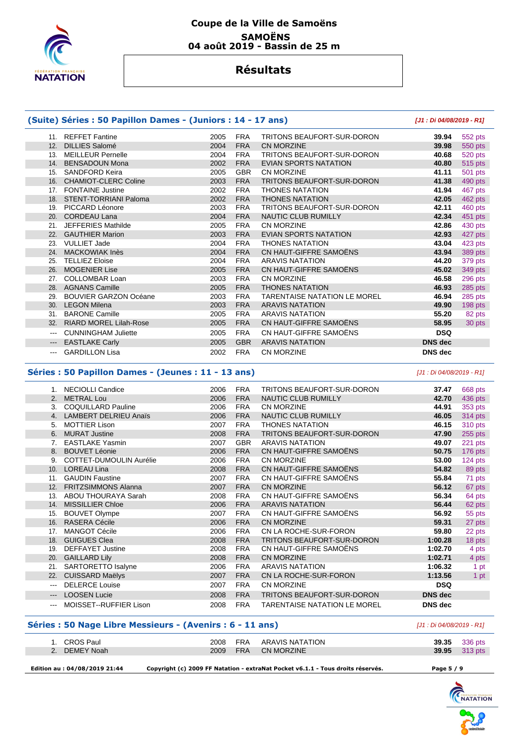# Coupe de la Ville de Samoëns

**SAMOËNS**
**04 août 2019 - Bassin de 25 m**

## Résultats

### (Suite) Séries : 50 Papillon Dames - (Juniors : 14 - 17 ans)

*[J1 : Di 04/08/2019 - R1]*

| Rang | Nom | Année | Nat. | Club | Temps | Points |
|---|---|---|---|---|---|---|
| 11. | REFFET Fantine | 2005 | FRA | TRITONS BEAUFORT-SUR-DORON | **39.94** | 552 pts |
| 12. | DILLIES Salomé | 2004 | FRA | CN MORZINE | **39.98** | 550 pts |
| 13. | MEILLEUR Pernelle | 2004 | FRA | TRITONS BEAUFORT-SUR-DORON | **40.68** | 520 pts |
| 14. | BENSADOUN Mona | 2002 | FRA | EVIAN SPORTS NATATION | **40.80** | 515 pts |
| 15. | SANDFORD Keira | 2005 | GBR | CN MORZINE | **41.11** | 501 pts |
| 16. | CHAMIOT-CLERC Coline | 2003 | FRA | TRITONS BEAUFORT-SUR-DORON | **41.38** | 490 pts |
| 17. | FONTAINE Justine | 2002 | FRA | THONES NATATION | **41.94** | 467 pts |
| 18. | STENT-TORRIANI Paloma | 2002 | FRA | THONES NATATION | **42.05** | 462 pts |
| 19. | PICCARD Léonore | 2003 | FRA | TRITONS BEAUFORT-SUR-DORON | **42.11** | 460 pts |
| 20. | CORDEAU Lana | 2004 | FRA | NAUTIC CLUB RUMILLY | **42.34** | 451 pts |
| 21. | JEFFERIES Mathilde | 2005 | FRA | CN MORZINE | **42.86** | 430 pts |
| 22. | GAUTHIER Marion | 2003 | FRA | EVIAN SPORTS NATATION | **42.93** | 427 pts |
| 23. | VULLIET Jade | 2004 | FRA | THONES NATATION | **43.04** | 423 pts |
| 24. | MACKOWIAK Inès | 2004 | FRA | CN HAUT-GIFFRE SAMOËNS | **43.94** | 389 pts |
| 25. | TELLIEZ Eloise | 2004 | FRA | ARAVIS NATATION | **44.20** | 379 pts |
| 26. | MOGENIER Lise | 2005 | FRA | CN HAUT-GIFFRE SAMOËNS | **45.02** | 349 pts |
| 27. | COLLOMBAR Loan | 2003 | FRA | CN MORZINE | **46.58** | 296 pts |
| 28. | AGNANS Camille | 2005 | FRA | THONES NATATION | **46.93** | 285 pts |
| 29. | BOUVIER GARZON Océane | 2003 | FRA | TARENTAISE NATATION LE MOREL | **46.94** | 285 pts |
| 30. | LEGON Milena | 2003 | FRA | ARAVIS NATATION | **49.90** | 198 pts |
| 31. | BARONE Camille | 2005 | FRA | ARAVIS NATATION | **55.20** | 82 pts |
| 32. | RIARD MOREL Lilah-Rose | 2005 | FRA | CN HAUT-GIFFRE SAMOËNS | **58.95** | 30 pts |
| --- | CUNNINGHAM Juliette | 2005 | FRA | CN HAUT-GIFFRE SAMOËNS | **DSQ** | |
| --- | EASTLAKE Carly | 2005 | GBR | ARAVIS NATATION | **DNS dec** | |
| --- | GARDILLON Lisa | 2002 | FRA | CN MORZINE | **DNS dec** | |

### Séries : 50 Papillon Dames - (Jeunes : 11 - 13 ans)

*[J1 : Di 04/08/2019 - R1]*

| Rang | Nom | Année | Nat. | Club | Temps | Points |
|---|---|---|---|---|---|---|
| 1. | NECIOLLI Candice | 2006 | FRA | TRITONS BEAUFORT-SUR-DORON | **37.47** | 668 pts |
| 2. | METRAL Lou | 2006 | FRA | NAUTIC CLUB RUMILLY | **42.70** | 436 pts |
| 3. | COQUILLARD Pauline | 2006 | FRA | CN MORZINE | **44.91** | 353 pts |
| 4. | LAMBERT DELRIEU Anaïs | 2006 | FRA | NAUTIC CLUB RUMILLY | **46.05** | 314 pts |
| 5. | MOTTIER Lison | 2007 | FRA | THONES NATATION | **46.15** | 310 pts |
| 6. | MURAT Justine | 2008 | FRA | TRITONS BEAUFORT-SUR-DORON | **47.90** | 255 pts |
| 7. | EASTLAKE Yasmin | 2007 | GBR | ARAVIS NATATION | **49.07** | 221 pts |
| 8. | BOUVET Léonie | 2006 | FRA | CN HAUT-GIFFRE SAMOËNS | **50.75** | 176 pts |
| 9. | COTTET-DUMOULIN Aurélie | 2006 | FRA | CN MORZINE | **53.00** | 124 pts |
| 10. | LOREAU Lina | 2008 | FRA | CN HAUT-GIFFRE SAMOËNS | **54.82** | 89 pts |
| 11. | GAUDIN Faustine | 2007 | FRA | CN HAUT-GIFFRE SAMOËNS | **55.84** | 71 pts |
| 12. | FRITZSIMMONS Alanna | 2007 | FRA | CN MORZINE | **56.12** | 67 pts |
| 13. | ABOU THOURAYA Sarah | 2008 | FRA | CN HAUT-GIFFRE SAMOËNS | **56.34** | 64 pts |
| 14. | MISSILLIER Chloe | 2006 | FRA | ARAVIS NATATION | **56.44** | 62 pts |
| 15. | BOUVET Olympe | 2007 | FRA | CN HAUT-GIFFRE SAMOËNS | **56.92** | 55 pts |
| 16. | RASERA Cécile | 2006 | FRA | CN MORZINE | **59.31** | 27 pts |
| 17. | MANGOT Cécile | 2006 | FRA | CN LA ROCHE-SUR-FORON | **59.80** | 22 pts |
| 18. | GUIGUES Clea | 2008 | FRA | TRITONS BEAUFORT-SUR-DORON | **1:00.28** | 18 pts |
| 19. | DEFFAYET Justine | 2008 | FRA | CN HAUT-GIFFRE SAMOËNS | **1:02.70** | 4 pts |
| 20. | GAILLARD Lily | 2008 | FRA | CN MORZINE | **1:02.71** | 4 pts |
| 21. | SARTORETTO Isalyne | 2006 | FRA | ARAVIS NATATION | **1:06.32** | 1 pt |
| 22. | CUISSARD Maëlys | 2007 | FRA | CN LA ROCHE-SUR-FORON | **1:13.56** | 1 pt |
| --- | DELERCE Louise | 2007 | FRA | CN MORZINE | **DSQ** | |
| --- | LOOSEN Lucie | 2008 | FRA | TRITONS BEAUFORT-SUR-DORON | **DNS dec** | |
| --- | MOISSET--RUFFIER Lison | 2008 | FRA | TARENTAISE NATATION LE MOREL | **DNS dec** | |

### Séries : 50 Nage Libre Messieurs - (Avenirs : 6 - 11 ans)

*[J1 : Di 04/08/2019 - R1]*

| Rang | Nom | Année | Nat. | Club | Temps | Points |
|---|---|---|---|---|---|---|
| 1. | CROS Paul | 2008 | FRA | ARAVIS NATATION | **39.35** | 336 pts |
| 2. | DEMEY Noah | 2009 | FRA | CN MORZINE | **39.95** | 313 pts |

**Edition au : 04/08/2019 21:44** — **Copyright (c) 2009 FF Natation - extraNat Pocket v6.1.1 - Tous droits réservés.**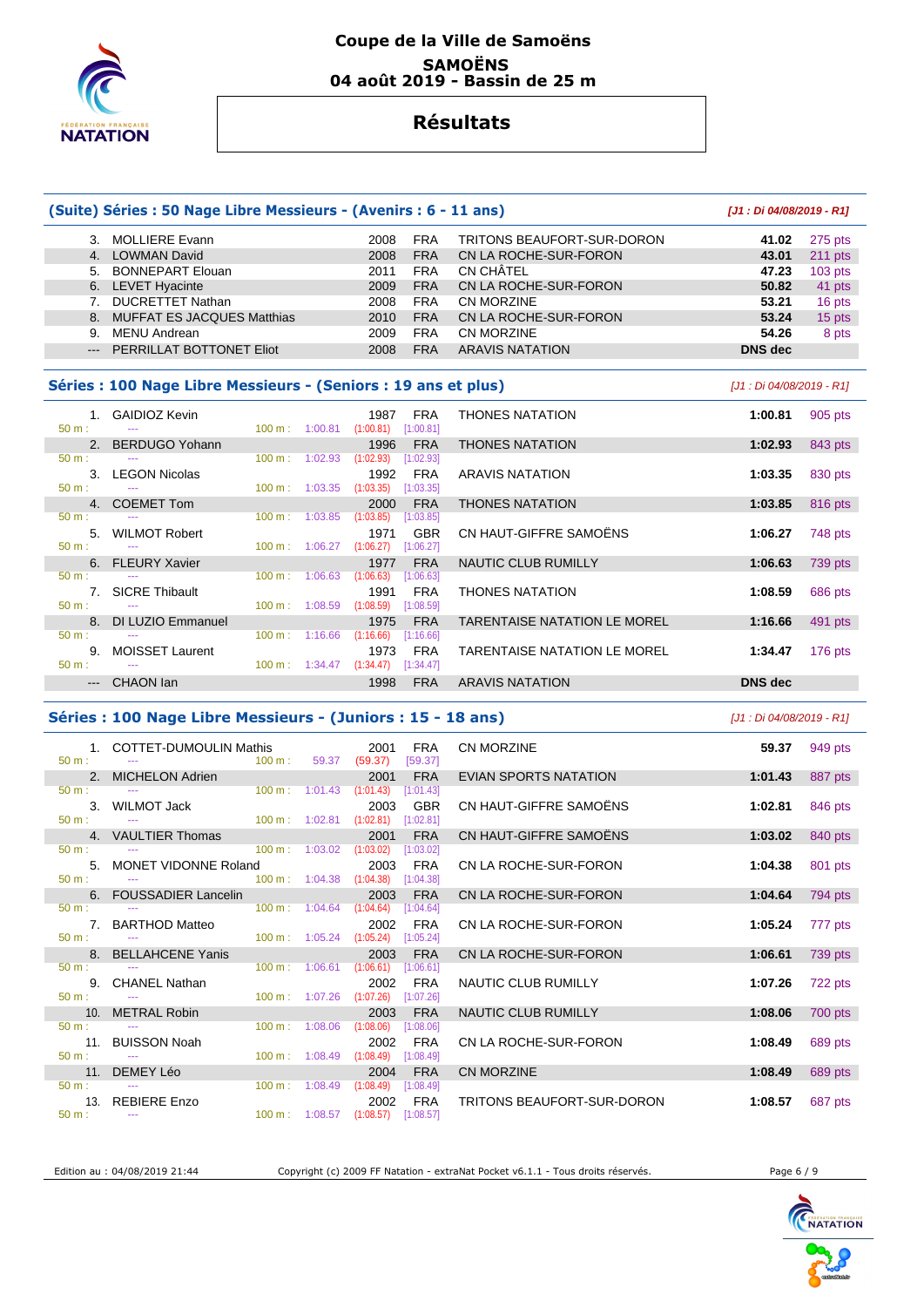# Coupe de la Ville de Samoëns

**SAMOËNS**
**04 août 2019 - Bassin de 25 m**

## Résultats

### (Suite) Séries : 50 Nage Libre Messieurs - (Avenirs : 6 - 11 ans)

*[J1 : Di 04/08/2019 - R1]*

| Rang | Nom | Année | Nat. | Club | Temps | Points |
|---|---|---|---|---|---|---|
| 3. | MOLLIERE Evann | 2008 | FRA | TRITONS BEAUFORT-SUR-DORON | **41.02** | 275 pts |
| 4. | LOWMAN David | 2008 | FRA | CN LA ROCHE-SUR-FORON | **43.01** | 211 pts |
| 5. | BONNEPART Elouan | 2011 | FRA | CN CHÂTEL | **47.23** | 103 pts |
| 6. | LEVET Hyacinte | 2009 | FRA | CN LA ROCHE-SUR-FORON | **50.82** | 41 pts |
| 7. | DUCRETTET Nathan | 2008 | FRA | CN MORZINE | **53.21** | 16 pts |
| 8. | MUFFAT ES JACQUES Matthias | 2010 | FRA | CN LA ROCHE-SUR-FORON | **53.24** | 15 pts |
| 9. | MENU Andrean | 2009 | FRA | CN MORZINE | **54.26** | 8 pts |
| --- | PERRILLAT BOTTONET Eliot | 2008 | FRA | ARAVIS NATATION | **DNS dec** | |

### Séries : 100 Nage Libre Messieurs - (Seniors : 19 ans et plus)

*[J1 : Di 04/08/2019 - R1]*

| Rang | Nom | Année | Nat. | Club | Temps | Points |
|---|---|---|---|---|---|---|
| 1. | GAIDIOZ Kevin | 1987 | FRA | THONES NATATION | **1:00.81** | 905 pts |
| | 50 m : --- 100 m : 1:00.81 (1:00.81) [1:00.81] | | | | | |
| 2. | BERDUGO Yohann | 1996 | FRA | THONES NATATION | **1:02.93** | 843 pts |
| | 50 m : --- 100 m : 1:02.93 (1:02.93) [1:02.93] | | | | | |
| 3. | LEGON Nicolas | 1992 | FRA | ARAVIS NATATION | **1:03.35** | 830 pts |
| | 50 m : --- 100 m : 1:03.35 (1:03.35) [1:03.35] | | | | | |
| 4. | COEMET Tom | 2000 | FRA | THONES NATATION | **1:03.85** | 816 pts |
| | 50 m : --- 100 m : 1:03.85 (1:03.85) [1:03.85] | | | | | |
| 5. | WILMOT Robert | 1971 | GBR | CN HAUT-GIFFRE SAMOËNS | **1:06.27** | 748 pts |
| | 50 m : --- 100 m : 1:06.27 (1:06.27) [1:06.27] | | | | | |
| 6. | FLEURY Xavier | 1977 | FRA | NAUTIC CLUB RUMILLY | **1:06.63** | 739 pts |
| | 50 m : --- 100 m : 1:06.63 (1:06.63) [1:06.63] | | | | | |
| 7. | SICRE Thibault | 1991 | FRA | THONES NATATION | **1:08.59** | 686 pts |
| | 50 m : --- 100 m : 1:08.59 (1:08.59) [1:08.59] | | | | | |
| 8. | DI LUZIO Emmanuel | 1975 | FRA | TARENTAISE NATATION LE MOREL | **1:16.66** | 491 pts |
| | 50 m : --- 100 m : 1:16.66 (1:16.66) [1:16.66] | | | | | |
| 9. | MOISSET Laurent | 1973 | FRA | TARENTAISE NATATION LE MOREL | **1:34.47** | 176 pts |
| | 50 m : --- 100 m : 1:34.47 (1:34.47) [1:34.47] | | | | | |
| --- | CHAON Ian | 1998 | FRA | ARAVIS NATATION | **DNS dec** | |

### Séries : 100 Nage Libre Messieurs - (Juniors : 15 - 18 ans)

*[J1 : Di 04/08/2019 - R1]*

| Rang | Nom | Année | Nat. | Club | Temps | Points |
|---|---|---|---|---|---|---|
| 1. | COTTET-DUMOULIN Mathis | 2001 | FRA | CN MORZINE | **59.37** | 949 pts |
| | 50 m : --- 100 m : 59.37 (59.37) [59.37] | | | | | |
| 2. | MICHELON Adrien | 2001 | FRA | EVIAN SPORTS NATATION | **1:01.43** | 887 pts |
| | 50 m : --- 100 m : 1:01.43 (1:01.43) [1:01.43] | | | | | |
| 3. | WILMOT Jack | 2003 | GBR | CN HAUT-GIFFRE SAMOËNS | **1:02.81** | 846 pts |
| | 50 m : --- 100 m : 1:02.81 (1:02.81) [1:02.81] | | | | | |
| 4. | VAULTIER Thomas | 2001 | FRA | CN HAUT-GIFFRE SAMOËNS | **1:03.02** | 840 pts |
| | 50 m : --- 100 m : 1:03.02 (1:03.02) [1:03.02] | | | | | |
| 5. | MONET VIDONNE Roland | 2003 | FRA | CN LA ROCHE-SUR-FORON | **1:04.38** | 801 pts |
| | 50 m : --- 100 m : 1:04.38 (1:04.38) [1:04.38] | | | | | |
| 6. | FOUSSADIER Lancelin | 2003 | FRA | CN LA ROCHE-SUR-FORON | **1:04.64** | 794 pts |
| | 50 m : --- 100 m : 1:04.64 (1:04.64) [1:04.64] | | | | | |
| 7. | BARTHOD Matteo | 2002 | FRA | CN LA ROCHE-SUR-FORON | **1:05.24** | 777 pts |
| | 50 m : --- 100 m : 1:05.24 (1:05.24) [1:05.24] | | | | | |
| 8. | BELLAHCENE Yanis | 2003 | FRA | CN LA ROCHE-SUR-FORON | **1:06.61** | 739 pts |
| | 50 m : --- 100 m : 1:06.61 (1:06.61) [1:06.61] | | | | | |
| 9. | CHANEL Nathan | 2002 | FRA | NAUTIC CLUB RUMILLY | **1:07.26** | 722 pts |
| | 50 m : --- 100 m : 1:07.26 (1:07.26) [1:07.26] | | | | | |
| 10. | METRAL Robin | 2003 | FRA | NAUTIC CLUB RUMILLY | **1:08.06** | 700 pts |
| | 50 m : --- 100 m : 1:08.06 (1:08.06) [1:08.06] | | | | | |
| 11. | BUISSON Noah | 2002 | FRA | CN LA ROCHE-SUR-FORON | **1:08.49** | 689 pts |
| | 50 m : --- 100 m : 1:08.49 (1:08.49) [1:08.49] | | | | | |
| 11. | DEMEY Léo | 2004 | FRA | CN MORZINE | **1:08.49** | 689 pts |
| | 50 m : --- 100 m : 1:08.49 (1:08.49) [1:08.49] | | | | | |
| 13. | REBIERE Enzo | 2002 | FRA | TRITONS BEAUFORT-SUR-DORON | **1:08.57** | 687 pts |
| | 50 m : --- 100 m : 1:08.57 (1:08.57) [1:08.57] | | | | | |

Edition au : 04/08/2019 21:44 — Copyright (c) 2009 FF Natation - extraNat Pocket v6.1.1 - Tous droits réservés.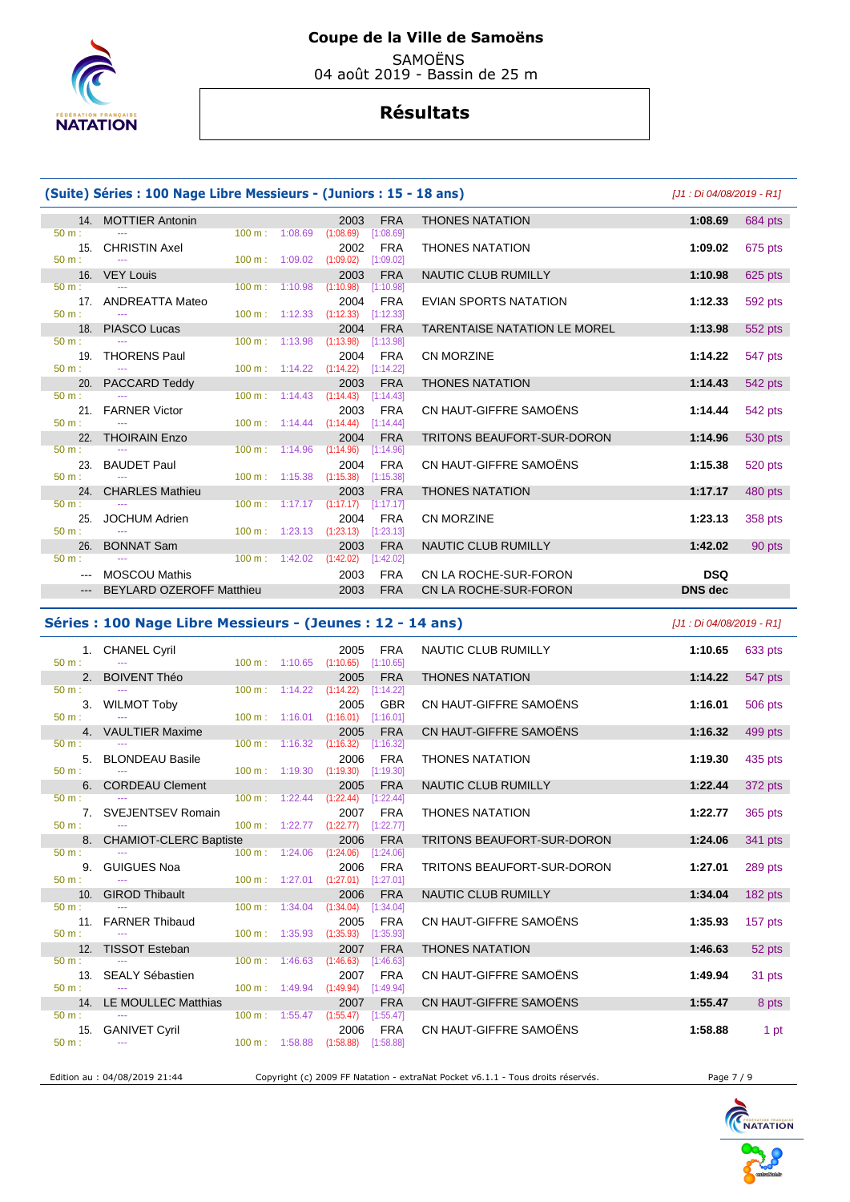# Coupe de la Ville de Samoëns

SAMOËNS
04 août 2019 - Bassin de 25 m

## Résultats

### (Suite) Séries : 100 Nage Libre Messieurs - (Juniors : 15 - 18 ans)

[J1 : Di 04/08/2019 - R1]

| Rang | Nom | Année | Nat. | Club | Temps | Points |
|---|---|---|---|---|---|---|
| 14. | MOTTIER Antonin | 2003 | FRA | THONES NATATION | 1:08.69 | 684 pts |
| | 50 m : --- 100 m : 1:08.69 (1:08.69) [1:08.69] | | | | | |
| 15. | CHRISTIN Axel | 2002 | FRA | THONES NATATION | 1:09.02 | 675 pts |
| | 50 m : --- 100 m : 1:09.02 (1:09.02) [1:09.02] | | | | | |
| 16. | VEY Louis | 2003 | FRA | NAUTIC CLUB RUMILLY | 1:10.98 | 625 pts |
| | 50 m : --- 100 m : 1:10.98 (1:10.98) [1:10.98] | | | | | |
| 17. | ANDREATTA Mateo | 2004 | FRA | EVIAN SPORTS NATATION | 1:12.33 | 592 pts |
| | 50 m : --- 100 m : 1:12.33 (1:12.33) [1:12.33] | | | | | |
| 18. | PIASCO Lucas | 2004 | FRA | TARENTAISE NATATION LE MOREL | 1:13.98 | 552 pts |
| | 50 m : --- 100 m : 1:13.98 (1:13.98) [1:13.98] | | | | | |
| 19. | THORENS Paul | 2004 | FRA | CN MORZINE | 1:14.22 | 547 pts |
| | 50 m : --- 100 m : 1:14.22 (1:14.22) [1:14.22] | | | | | |
| 20. | PACCARD Teddy | 2003 | FRA | THONES NATATION | 1:14.43 | 542 pts |
| | 50 m : --- 100 m : 1:14.43 (1:14.43) [1:14.43] | | | | | |
| 21. | FARNER Victor | 2003 | FRA | CN HAUT-GIFFRE SAMOËNS | 1:14.44 | 542 pts |
| | 50 m : --- 100 m : 1:14.44 (1:14.44) [1:14.44] | | | | | |
| 22. | THOIRAIN Enzo | 2004 | FRA | TRITONS BEAUFORT-SUR-DORON | 1:14.96 | 530 pts |
| | 50 m : --- 100 m : 1:14.96 (1:14.96) [1:14.96] | | | | | |
| 23. | BAUDET Paul | 2004 | FRA | CN HAUT-GIFFRE SAMOËNS | 1:15.38 | 520 pts |
| | 50 m : --- 100 m : 1:15.38 (1:15.38) [1:15.38] | | | | | |
| 24. | CHARLES Mathieu | 2003 | FRA | THONES NATATION | 1:17.17 | 480 pts |
| | 50 m : --- 100 m : 1:17.17 (1:17.17) [1:17.17] | | | | | |
| 25. | JOCHUM Adrien | 2004 | FRA | CN MORZINE | 1:23.13 | 358 pts |
| | 50 m : --- 100 m : 1:23.13 (1:23.13) [1:23.13] | | | | | |
| 26. | BONNAT Sam | 2003 | FRA | NAUTIC CLUB RUMILLY | 1:42.02 | 90 pts |
| | 50 m : --- 100 m : 1:42.02 (1:42.02) [1:42.02] | | | | | |
| --- | MOSCOU Mathis | 2003 | FRA | CN LA ROCHE-SUR-FORON | DSQ | |
| --- | BEYLARD OZEROFF Matthieu | 2003 | FRA | CN LA ROCHE-SUR-FORON | DNS dec | |

### Séries : 100 Nage Libre Messieurs - (Jeunes : 12 - 14 ans)

[J1 : Di 04/08/2019 - R1]

| Rang | Nom | Année | Nat. | Club | Temps | Points |
|---|---|---|---|---|---|---|
| 1. | CHANEL Cyril | 2005 | FRA | NAUTIC CLUB RUMILLY | 1:10.65 | 633 pts |
| | 50 m : --- 100 m : 1:10.65 (1:10.65) [1:10.65] | | | | | |
| 2. | BOIVENT Théo | 2005 | FRA | THONES NATATION | 1:14.22 | 547 pts |
| | 50 m : --- 100 m : 1:14.22 (1:14.22) [1:14.22] | | | | | |
| 3. | WILMOT Toby | 2005 | GBR | CN HAUT-GIFFRE SAMOËNS | 1:16.01 | 506 pts |
| | 50 m : --- 100 m : 1:16.01 (1:16.01) [1:16.01] | | | | | |
| 4. | VAULTIER Maxime | 2005 | FRA | CN HAUT-GIFFRE SAMOËNS | 1:16.32 | 499 pts |
| | 50 m : --- 100 m : 1:16.32 (1:16.32) [1:16.32] | | | | | |
| 5. | BLONDEAU Basile | 2006 | FRA | THONES NATATION | 1:19.30 | 435 pts |
| | 50 m : --- 100 m : 1:19.30 (1:19.30) [1:19.30] | | | | | |
| 6. | CORDEAU Clement | 2005 | FRA | NAUTIC CLUB RUMILLY | 1:22.44 | 372 pts |
| | 50 m : --- 100 m : 1:22.44 (1:22.44) [1:22.44] | | | | | |
| 7. | SVEJENTSEV Romain | 2007 | FRA | THONES NATATION | 1:22.77 | 365 pts |
| | 50 m : --- 100 m : 1:22.77 (1:22.77) [1:22.77] | | | | | |
| 8. | CHAMIOT-CLERC Baptiste | 2006 | FRA | TRITONS BEAUFORT-SUR-DORON | 1:24.06 | 341 pts |
| | 50 m : --- 100 m : 1:24.06 (1:24.06) [1:24.06] | | | | | |
| 9. | GUIGUES Noa | 2006 | FRA | TRITONS BEAUFORT-SUR-DORON | 1:27.01 | 289 pts |
| | 50 m : --- 100 m : 1:27.01 (1:27.01) [1:27.01] | | | | | |
| 10. | GIROD Thibault | 2006 | FRA | NAUTIC CLUB RUMILLY | 1:34.04 | 182 pts |
| | 50 m : --- 100 m : 1:34.04 (1:34.04) [1:34.04] | | | | | |
| 11. | FARNER Thibaud | 2005 | FRA | CN HAUT-GIFFRE SAMOËNS | 1:35.93 | 157 pts |
| | 50 m : --- 100 m : 1:35.93 (1:35.93) [1:35.93] | | | | | |
| 12. | TISSOT Esteban | 2007 | FRA | THONES NATATION | 1:46.63 | 52 pts |
| | 50 m : --- 100 m : 1:46.63 (1:46.63) [1:46.63] | | | | | |
| 13. | SEALY Sébastien | 2007 | FRA | CN HAUT-GIFFRE SAMOËNS | 1:49.94 | 31 pts |
| | 50 m : --- 100 m : 1:49.94 (1:49.94) [1:49.94] | | | | | |
| 14. | LE MOULLEC Matthias | 2007 | FRA | CN HAUT-GIFFRE SAMOËNS | 1:55.47 | 8 pts |
| | 50 m : --- 100 m : 1:55.47 (1:55.47) [1:55.47] | | | | | |
| 15. | GANIVET Cyril | 2006 | FRA | CN HAUT-GIFFRE SAMOËNS | 1:58.88 | 1 pt |
| | 50 m : --- 100 m : 1:58.88 (1:58.88) [1:58.88] | | | | | |

Edition au : 04/08/2019 21:44 — Copyright (c) 2009 FF Natation - extraNat Pocket v6.1.1 - Tous droits réservés.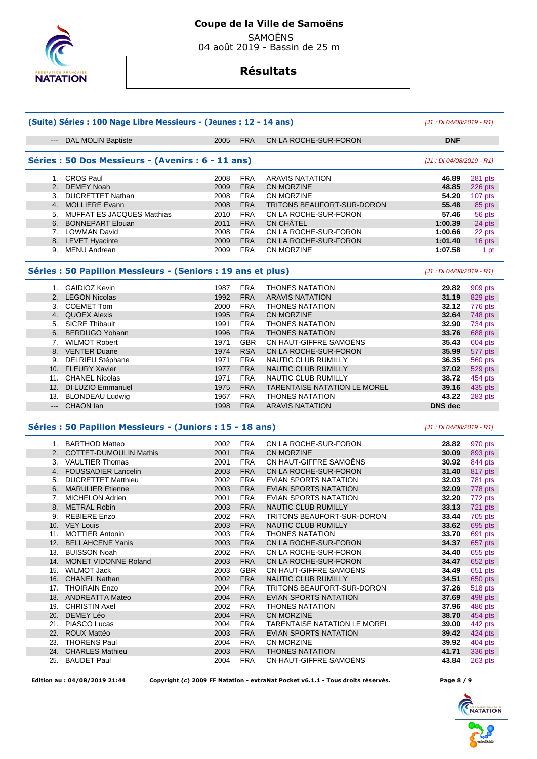# Coupe de la Ville de Samoëns

SAMOËNS
04 août 2019 - Bassin de 25 m

## Résultats

### (Suite) Séries : 100 Nage Libre Messieurs - (Jeunes : 12 - 14 ans)

*[J1 : Di 04/08/2019 - R1]*

| Rang | Nom | Année | Nat. | Club | Temps | Points |
|---|---|---|---|---|---|---|
| --- | DAL MOLIN Baptiste | 2005 | FRA | CN LA ROCHE-SUR-FORON | DNF | |

### Séries : 50 Dos Messieurs - (Avenirs : 6 - 11 ans)

*[J1 : Di 04/08/2019 - R1]*

| Rang | Nom | Année | Nat. | Club | Temps | Points |
|---|---|---|---|---|---|---|
| 1. | CROS Paul | 2008 | FRA | ARAVIS NATATION | 46.89 | 281 pts |
| 2. | DEMEY Noah | 2009 | FRA | CN MORZINE | 48.85 | 226 pts |
| 3. | DUCRETTET Nathan | 2008 | FRA | CN MORZINE | 54.20 | 107 pts |
| 4. | MOLLIERE Evann | 2008 | FRA | TRITONS BEAUFORT-SUR-DORON | 55.48 | 85 pts |
| 5. | MUFFAT ES JACQUES Matthias | 2010 | FRA | CN LA ROCHE-SUR-FORON | 57.46 | 56 pts |
| 6. | BONNEPART Elouan | 2011 | FRA | CN CHÂTEL | 1:00.39 | 24 pts |
| 7. | LOWMAN David | 2008 | FRA | CN LA ROCHE-SUR-FORON | 1:00.66 | 22 pts |
| 8. | LEVET Hyacinte | 2009 | FRA | CN LA ROCHE-SUR-FORON | 1:01.40 | 16 pts |
| 9. | MENU Andrean | 2009 | FRA | CN MORZINE | 1:07.58 | 1 pt |

### Séries : 50 Papillon Messieurs - (Seniors : 19 ans et plus)

*[J1 : Di 04/08/2019 - R1]*

| Rang | Nom | Année | Nat. | Club | Temps | Points |
|---|---|---|---|---|---|---|
| 1. | GAIDIOZ Kevin | 1987 | FRA | THONES NATATION | 29.82 | 909 pts |
| 2. | LEGON Nicolas | 1992 | FRA | ARAVIS NATATION | 31.19 | 829 pts |
| 3. | COEMET Tom | 2000 | FRA | THONES NATATION | 32.12 | 776 pts |
| 4. | QUOEX Alexis | 1995 | FRA | CN MORZINE | 32.64 | 748 pts |
| 5. | SICRE Thibault | 1991 | FRA | THONES NATATION | 32.90 | 734 pts |
| 6. | BERDUGO Yohann | 1996 | FRA | THONES NATATION | 33.76 | 688 pts |
| 7. | WILMOT Robert | 1971 | GBR | CN HAUT-GIFFRE SAMOËNS | 35.43 | 604 pts |
| 8. | VENTER Duane | 1974 | RSA | CN LA ROCHE-SUR-FORON | 35.99 | 577 pts |
| 9. | DELRIEU Stéphane | 1971 | FRA | NAUTIC CLUB RUMILLY | 36.35 | 560 pts |
| 10. | FLEURY Xavier | 1977 | FRA | NAUTIC CLUB RUMILLY | 37.02 | 529 pts |
| 11. | CHANEL Nicolas | 1971 | FRA | NAUTIC CLUB RUMILLY | 38.72 | 454 pts |
| 12. | DI LUZIO Emmanuel | 1975 | FRA | TARENTAISE NATATION LE MOREL | 39.16 | 435 pts |
| 13. | BLONDEAU Ludwig | 1967 | FRA | THONES NATATION | 43.22 | 283 pts |
| --- | CHAON Ian | 1998 | FRA | ARAVIS NATATION | DNS dec | |

### Séries : 50 Papillon Messieurs - (Juniors : 15 - 18 ans)

*[J1 : Di 04/08/2019 - R1]*

| Rang | Nom | Année | Nat. | Club | Temps | Points |
|---|---|---|---|---|---|---|
| 1. | BARTHOD Matteo | 2002 | FRA | CN LA ROCHE-SUR-FORON | 28.82 | 970 pts |
| 2. | COTTET-DUMOULIN Mathis | 2001 | FRA | CN MORZINE | 30.09 | 893 pts |
| 3. | VAULTIER Thomas | 2001 | FRA | CN HAUT-GIFFRE SAMOËNS | 30.92 | 844 pts |
| 4. | FOUSSADIER Lancelin | 2003 | FRA | CN LA ROCHE-SUR-FORON | 31.40 | 817 pts |
| 5. | DUCRETTET Matthieu | 2002 | FRA | EVIAN SPORTS NATATION | 32.03 | 781 pts |
| 6. | MARULIER Etienne | 2003 | FRA | EVIAN SPORTS NATATION | 32.09 | 778 pts |
| 7. | MICHELON Adrien | 2001 | FRA | EVIAN SPORTS NATATION | 32.20 | 772 pts |
| 8. | METRAL Robin | 2003 | FRA | NAUTIC CLUB RUMILLY | 33.13 | 721 pts |
| 9. | REBIERE Enzo | 2002 | FRA | TRITONS BEAUFORT-SUR-DORON | 33.44 | 705 pts |
| 10. | VEY Louis | 2003 | FRA | NAUTIC CLUB RUMILLY | 33.62 | 695 pts |
| 11. | MOTTIER Antonin | 2003 | FRA | THONES NATATION | 33.70 | 691 pts |
| 12. | BELLAHCENE Yanis | 2003 | FRA | CN LA ROCHE-SUR-FORON | 34.37 | 657 pts |
| 13. | BUISSON Noah | 2002 | FRA | CN LA ROCHE-SUR-FORON | 34.40 | 655 pts |
| 14. | MONET VIDONNE Roland | 2003 | FRA | CN LA ROCHE-SUR-FORON | 34.47 | 652 pts |
| 15. | WILMOT Jack | 2003 | GBR | CN HAUT-GIFFRE SAMOËNS | 34.49 | 651 pts |
| 16. | CHANEL Nathan | 2002 | FRA | NAUTIC CLUB RUMILLY | 34.51 | 650 pts |
| 17. | THOIRAIN Enzo | 2004 | FRA | TRITONS BEAUFORT-SUR-DORON | 37.26 | 518 pts |
| 18. | ANDREATTA Mateo | 2004 | FRA | EVIAN SPORTS NATATION | 37.69 | 498 pts |
| 19. | CHRISTIN Axel | 2002 | FRA | THONES NATATION | 37.96 | 486 pts |
| 20. | DEMEY Léo | 2004 | FRA | CN MORZINE | 38.70 | 454 pts |
| 21. | PIASCO Lucas | 2004 | FRA | TARENTAISE NATATION LE MOREL | 39.00 | 442 pts |
| 22. | ROUX Mattéo | 2003 | FRA | EVIAN SPORTS NATATION | 39.42 | 424 pts |
| 23. | THORENS Paul | 2004 | FRA | CN MORZINE | 39.92 | 404 pts |
| 24. | CHARLES Mathieu | 2003 | FRA | THONES NATATION | 41.71 | 336 pts |
| 25. | BAUDET Paul | 2004 | FRA | CN HAUT-GIFFRE SAMOËNS | 43.84 | 263 pts |

Edition au : 04/08/2019 21:44 — Copyright (c) 2009 FF Natation - extraNat Pocket v6.1.1 - Tous droits réservés.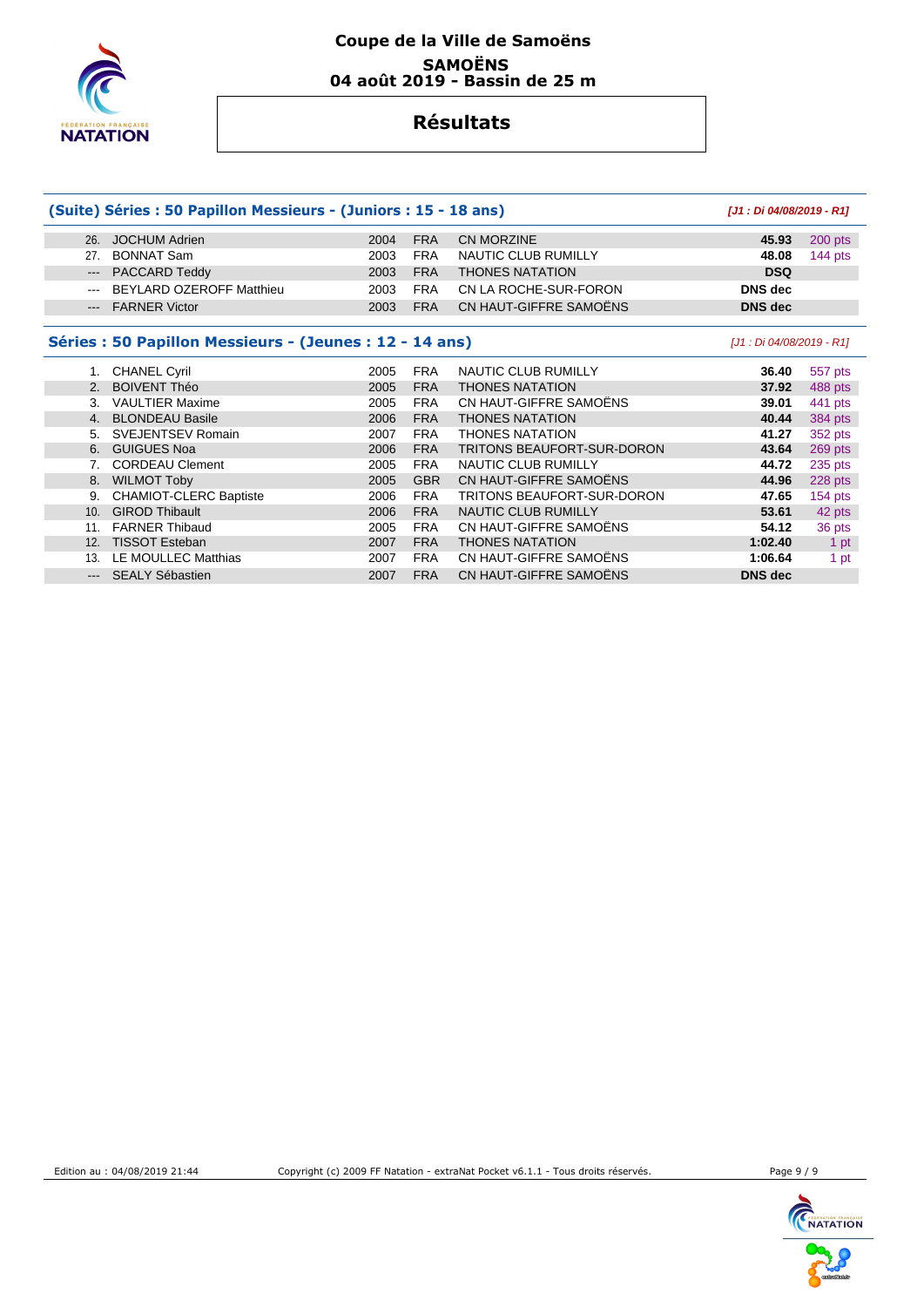# Coupe de la Ville de Samoëns

**SAMOËNS**

**04 août 2019 - Bassin de 25 m**

## Résultats

### (Suite) Séries : 50 Papillon Messieurs - (Juniors : 15 - 18 ans)

*[J1 : Di 04/08/2019 - R1]*

| | | | | | | |
|---|---|---|---|---|---|---|
| 26. | JOCHUM Adrien | 2004 | FRA | CN MORZINE | **45.93** | 200 pts |
| 27. | BONNAT Sam | 2003 | FRA | NAUTIC CLUB RUMILLY | **48.08** | 144 pts |
| --- | PACCARD Teddy | 2003 | FRA | THONES NATATION | **DSQ** | |
| --- | BEYLARD OZEROFF Matthieu | 2003 | FRA | CN LA ROCHE-SUR-FORON | **DNS dec** | |
| --- | FARNER Victor | 2003 | FRA | CN HAUT-GIFFRE SAMOËNS | **DNS dec** | |

### Séries : 50 Papillon Messieurs - (Jeunes : 12 - 14 ans)

*[J1 : Di 04/08/2019 - R1]*

| | | | | | | |
|---|---|---|---|---|---|---|
| 1. | CHANEL Cyril | 2005 | FRA | NAUTIC CLUB RUMILLY | **36.40** | 557 pts |
| 2. | BOIVENT Théo | 2005 | FRA | THONES NATATION | **37.92** | 488 pts |
| 3. | VAULTIER Maxime | 2005 | FRA | CN HAUT-GIFFRE SAMOËNS | **39.01** | 441 pts |
| 4. | BLONDEAU Basile | 2006 | FRA | THONES NATATION | **40.44** | 384 pts |
| 5. | SVEJENTSEV Romain | 2007 | FRA | THONES NATATION | **41.27** | 352 pts |
| 6. | GUIGUES Noa | 2006 | FRA | TRITONS BEAUFORT-SUR-DORON | **43.64** | 269 pts |
| 7. | CORDEAU Clement | 2005 | FRA | NAUTIC CLUB RUMILLY | **44.72** | 235 pts |
| 8. | WILMOT Toby | 2005 | GBR | CN HAUT-GIFFRE SAMOËNS | **44.96** | 228 pts |
| 9. | CHAMIOT-CLERC Baptiste | 2006 | FRA | TRITONS BEAUFORT-SUR-DORON | **47.65** | 154 pts |
| 10. | GIROD Thibault | 2006 | FRA | NAUTIC CLUB RUMILLY | **53.61** | 42 pts |
| 11. | FARNER Thibaud | 2005 | FRA | CN HAUT-GIFFRE SAMOËNS | **54.12** | 36 pts |
| 12. | TISSOT Esteban | 2007 | FRA | THONES NATATION | **1:02.40** | 1 pt |
| 13. | LE MOULLEC Matthias | 2007 | FRA | CN HAUT-GIFFRE SAMOËNS | **1:06.64** | 1 pt |
| --- | SEALY Sébastien | 2007 | FRA | CN HAUT-GIFFRE SAMOËNS | **DNS dec** | |

Edition au : 04/08/2019 21:44 Copyright (c) 2009 FF Natation - extraNat Pocket v6.1.1 - Tous droits réservés.